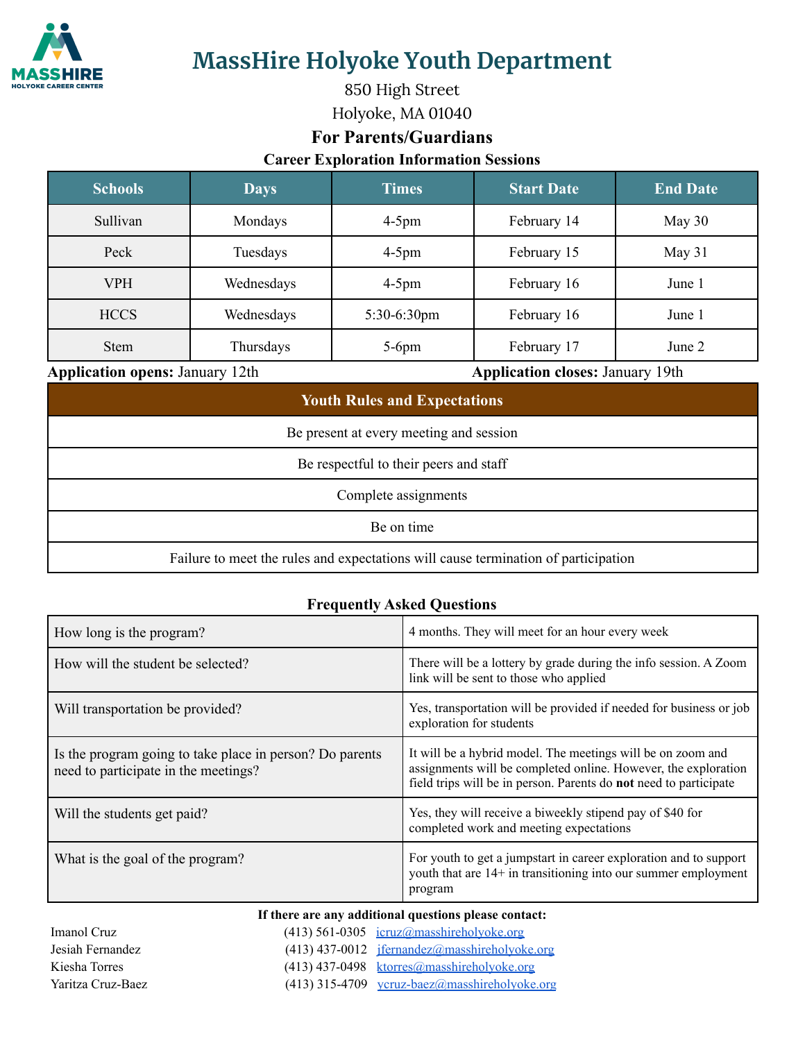# MassHire Holyoke Youth Department

850 High Street

Holyoke, MA 01040

## For Parents/Guardians

### Career Exploration Information Sessions

| Schools | Days | Times | Start Date | End Date |
|---|---|---|---|---|
| Sullivan | Mondays | 4-5pm | February 14 | May 30 |
| Peck | Tuesdays | 4-5pm | February 15 | May 31 |
| VPH | Wednesdays | 4-5pm | February 16 | June 1 |
| HCCS | Wednesdays | 5:30-6:30pm | February 16 | June 1 |
| Stem | Thursdays | 5-6pm | February 17 | June 2 |

**Application opens:** January 12th

**Application closes:** January 19th

| Youth Rules and Expectations |
|---|
| Be present at every meeting and session |
| Be respectful to their peers and staff |
| Complete assignments |
| Be on time |
| Failure to meet the rules and expectations will cause termination of participation |

### Frequently Asked Questions

| Question | Answer |
|---|---|
| How long is the program? | 4 months. They will meet for an hour every week |
| How will the student be selected? | There will be a lottery by grade during the info session. A Zoom link will be sent to those who applied |
| Will transportation be provided? | Yes, transportation will be provided if needed for business or job exploration for students |
| Is the program going to take place in person? Do parents need to participate in the meetings? | It will be a hybrid model. The meetings will be on zoom and assignments will be completed online. However, the exploration field trips will be in person. Parents do **not** need to participate |
| Will the students get paid? | Yes, they will receive a biweekly stipend pay of $40 for completed work and meeting expectations |
| What is the goal of the program? | For youth to get a jumpstart in career exploration and to support youth that are 14+ in transitioning into our summer employment program |

**If there are any additional questions please contact:**

| Name | Phone | Email |
|---|---|---|
| Imanol Cruz | (413) 561-0305 | icruz@masshireholyoke.org |
| Jesiah Fernandez | (413) 437-0012 | jfernandez@masshireholyoke.org |
| Kiesha Torres | (413) 437-0498 | ktorres@masshireholyoke.org |
| Yaritza Cruz-Baez | (413) 315-4709 | ycruz-baez@masshireholyoke.org |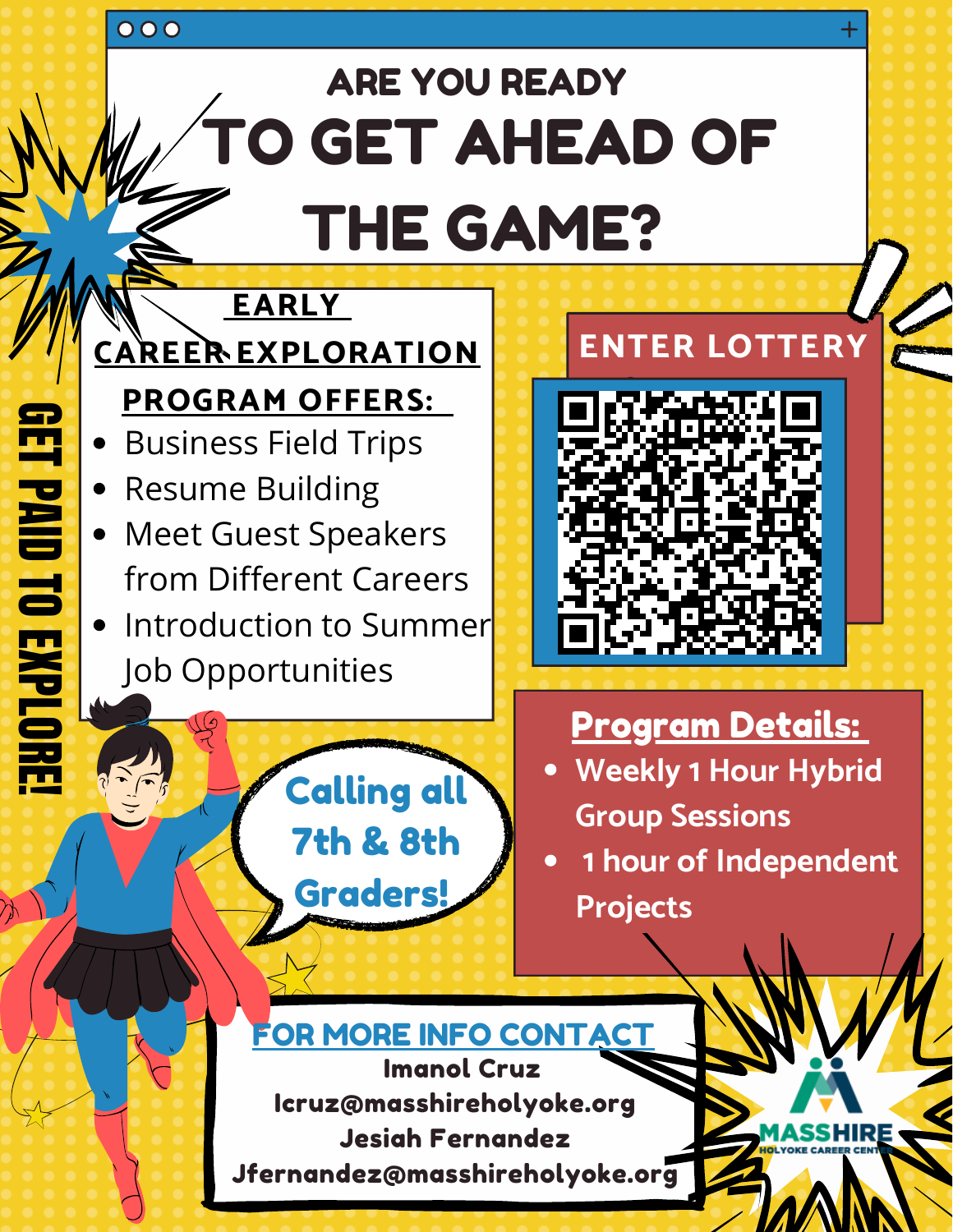# ARE YOU READY TO GET AHEAD OF THE GAME?

**GET PAID TO EXPLORE!**

## EARLY CAREER EXPLORATION PROGRAM OFFERS:

- Business Field Trips
- Resume Building
- Meet Guest Speakers from Different Careers
- Introduction to Summer Job Opportunities

**ENTER LOTTERY**

Calling all 7th & 8th Graders!

**Program Details:**

- Weekly 1 Hour Hybrid Group Sessions
- 1 hour of Independent Projects

**FOR MORE INFO CONTACT**

Imanol Cruz
Icruz@masshireholyoke.org
Jesiah Fernandez
Jfernandez@masshireholyoke.org

MASSHIRE HOLYOKE CAREER CENTER